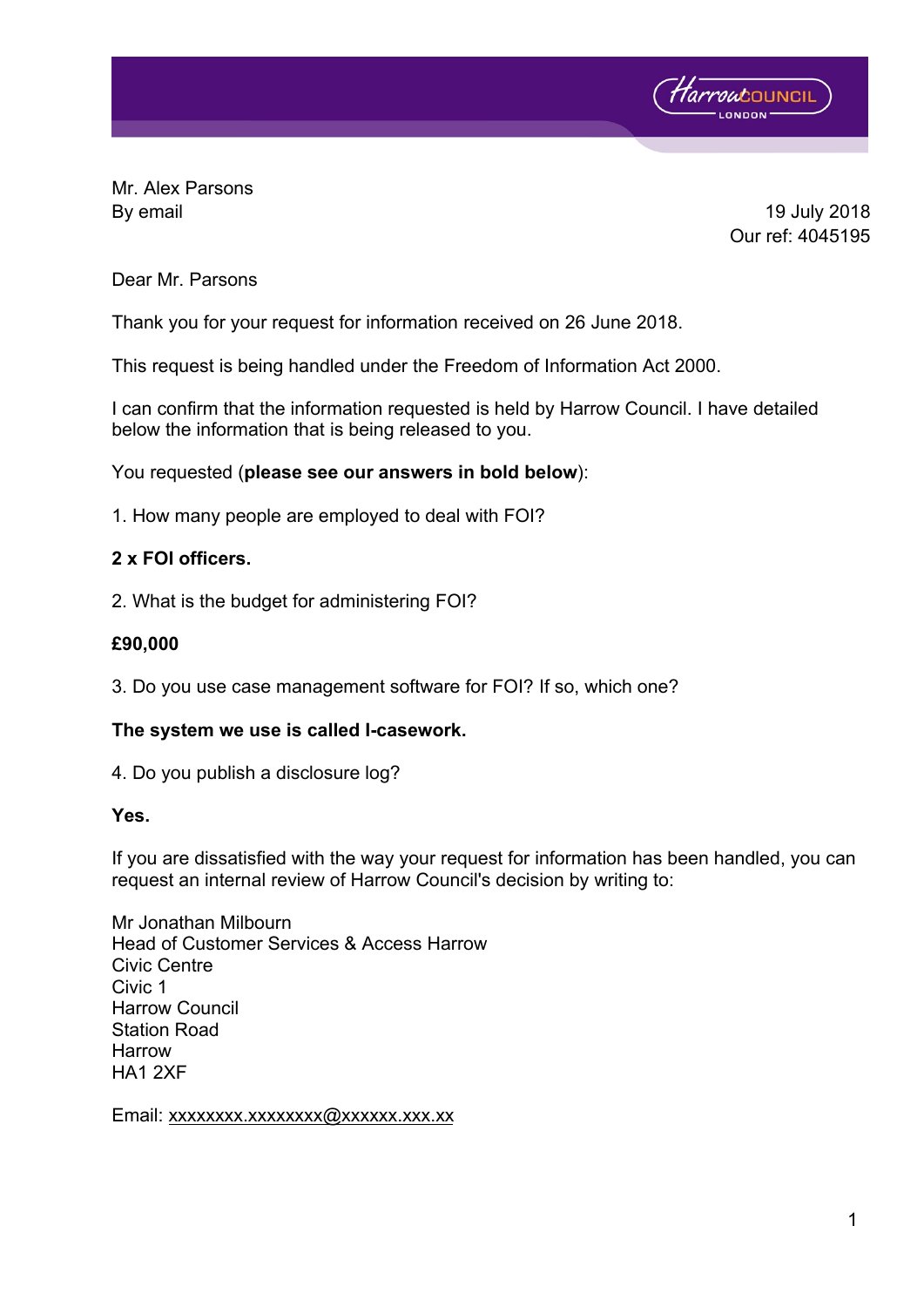Mr. Alex Parsons
By email

19 July 2018
Our ref: 4045195

Dear Mr. Parsons

Thank you for your request for information received on 26 June 2018.

This request is being handled under the Freedom of Information Act 2000.

I can confirm that the information requested is held by Harrow Council. I have detailed below the information that is being released to you.

You requested (**please see our answers in bold below**):

1. How many people are employed to deal with FOI?

**2 x FOI officers.**

2. What is the budget for administering FOI?

**£90,000**

3. Do you use case management software for FOI? If so, which one?

**The system we use is called I-casework.**

4. Do you publish a disclosure log?

**Yes.**

If you are dissatisfied with the way your request for information has been handled, you can request an internal review of Harrow Council's decision by writing to:

Mr Jonathan Milbourn
Head of Customer Services & Access Harrow
Civic Centre
Civic 1
Harrow Council
Station Road
Harrow
HA1 2XF

Email: xxxxxxxx.xxxxxxxx@xxxxxx.xxx.xx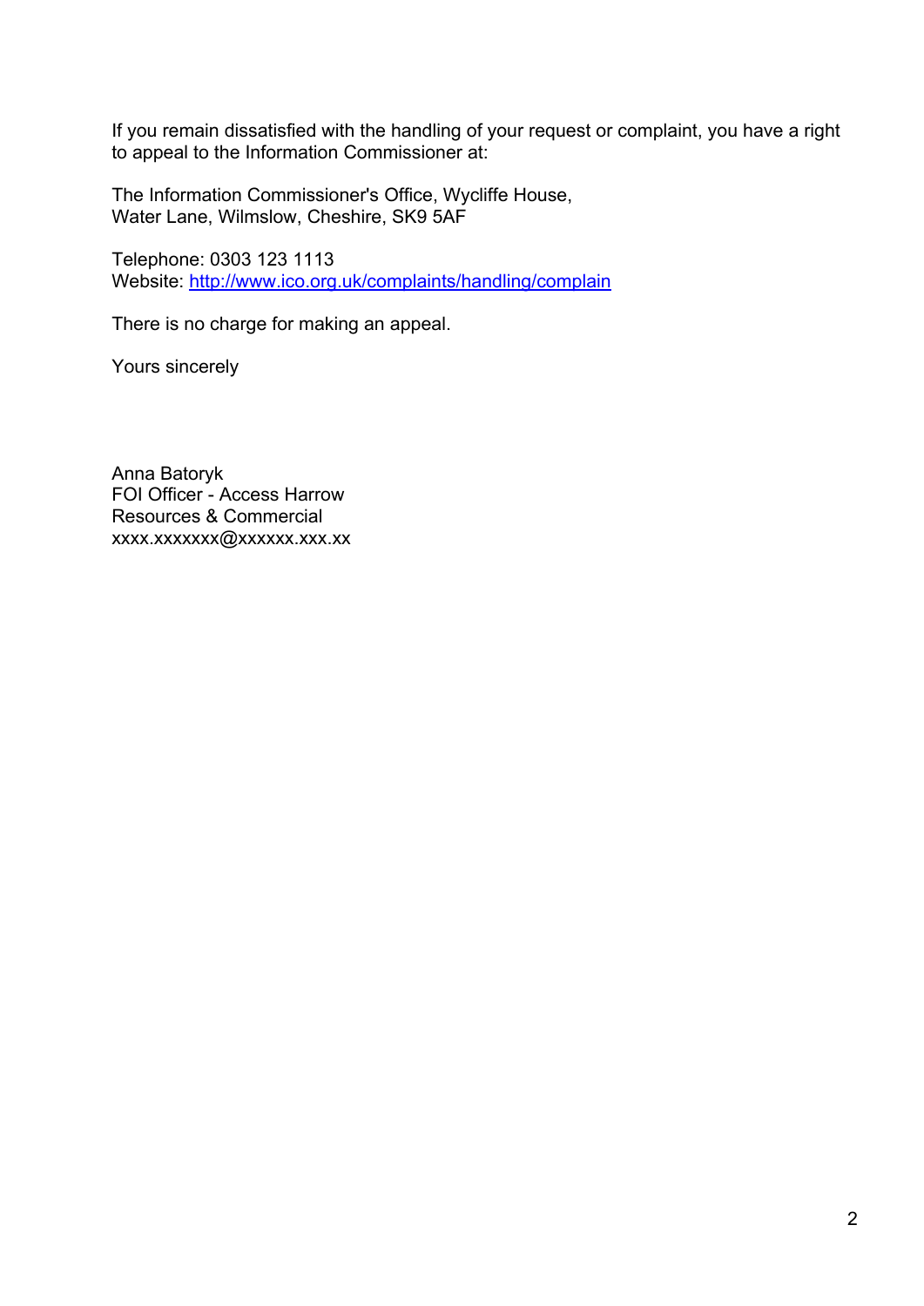If you remain dissatisfied with the handling of your request or complaint, you have a right to appeal to the Information Commissioner at:

The Information Commissioner's Office, Wycliffe House,
Water Lane, Wilmslow, Cheshire, SK9 5AF

Telephone: 0303 123 1113
Website: [http://www.ico.org.uk/complaints/handling/complain](http://www.ico.org.uk/complaints/handling/complain)

There is no charge for making an appeal.

Yours sincerely

Anna Batoryk
FOI Officer - Access Harrow
Resources & Commercial
xxxx.xxxxxxx@xxxxxx.xxx.xx